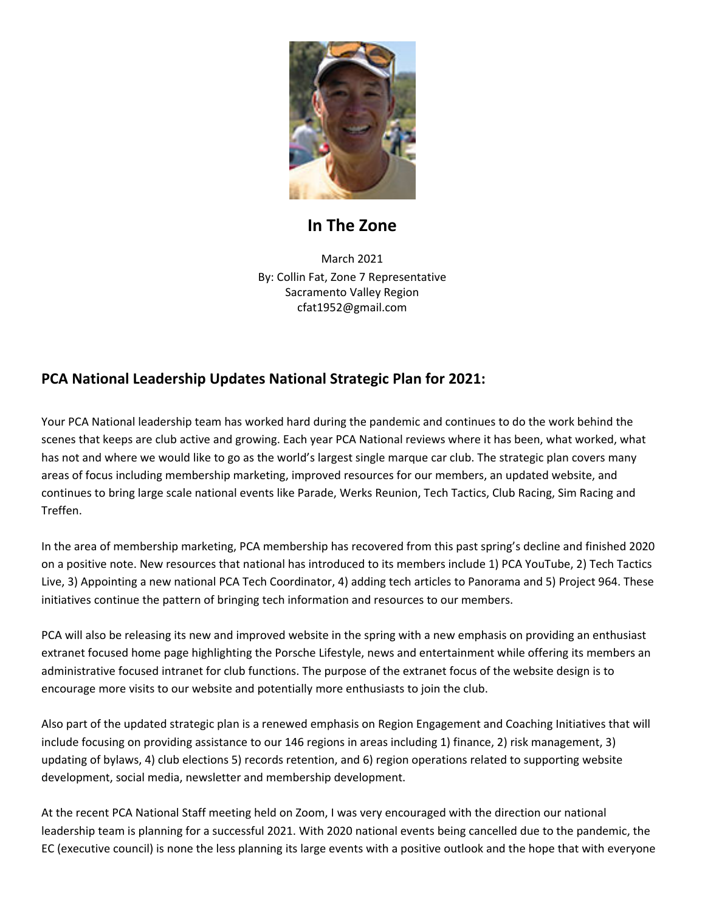# In The Zone

March 2021
By: Collin Fat, Zone 7 Representative
Sacramento Valley Region
cfat1952@gmail.com

## PCA National Leadership Updates National Strategic Plan for 2021:

Your PCA National leadership team has worked hard during the pandemic and continues to do the work behind the scenes that keeps are club active and growing. Each year PCA National reviews where it has been, what worked, what has not and where we would like to go as the world's largest single marque car club. The strategic plan covers many areas of focus including membership marketing, improved resources for our members, an updated website, and continues to bring large scale national events like Parade, Werks Reunion, Tech Tactics, Club Racing, Sim Racing and Treffen.

In the area of membership marketing, PCA membership has recovered from this past spring's decline and finished 2020 on a positive note. New resources that national has introduced to its members include 1) PCA YouTube, 2) Tech Tactics Live, 3) Appointing a new national PCA Tech Coordinator, 4) adding tech articles to Panorama and 5) Project 964. These initiatives continue the pattern of bringing tech information and resources to our members.

PCA will also be releasing its new and improved website in the spring with a new emphasis on providing an enthusiast extranet focused home page highlighting the Porsche Lifestyle, news and entertainment while offering its members an administrative focused intranet for club functions. The purpose of the extranet focus of the website design is to encourage more visits to our website and potentially more enthusiasts to join the club.

Also part of the updated strategic plan is a renewed emphasis on Region Engagement and Coaching Initiatives that will include focusing on providing assistance to our 146 regions in areas including 1) finance, 2) risk management, 3) updating of bylaws, 4) club elections 5) records retention, and 6) region operations related to supporting website development, social media, newsletter and membership development.

At the recent PCA National Staff meeting held on Zoom, I was very encouraged with the direction our national leadership team is planning for a successful 2021. With 2020 national events being cancelled due to the pandemic, the EC (executive council) is none the less planning its large events with a positive outlook and the hope that with everyone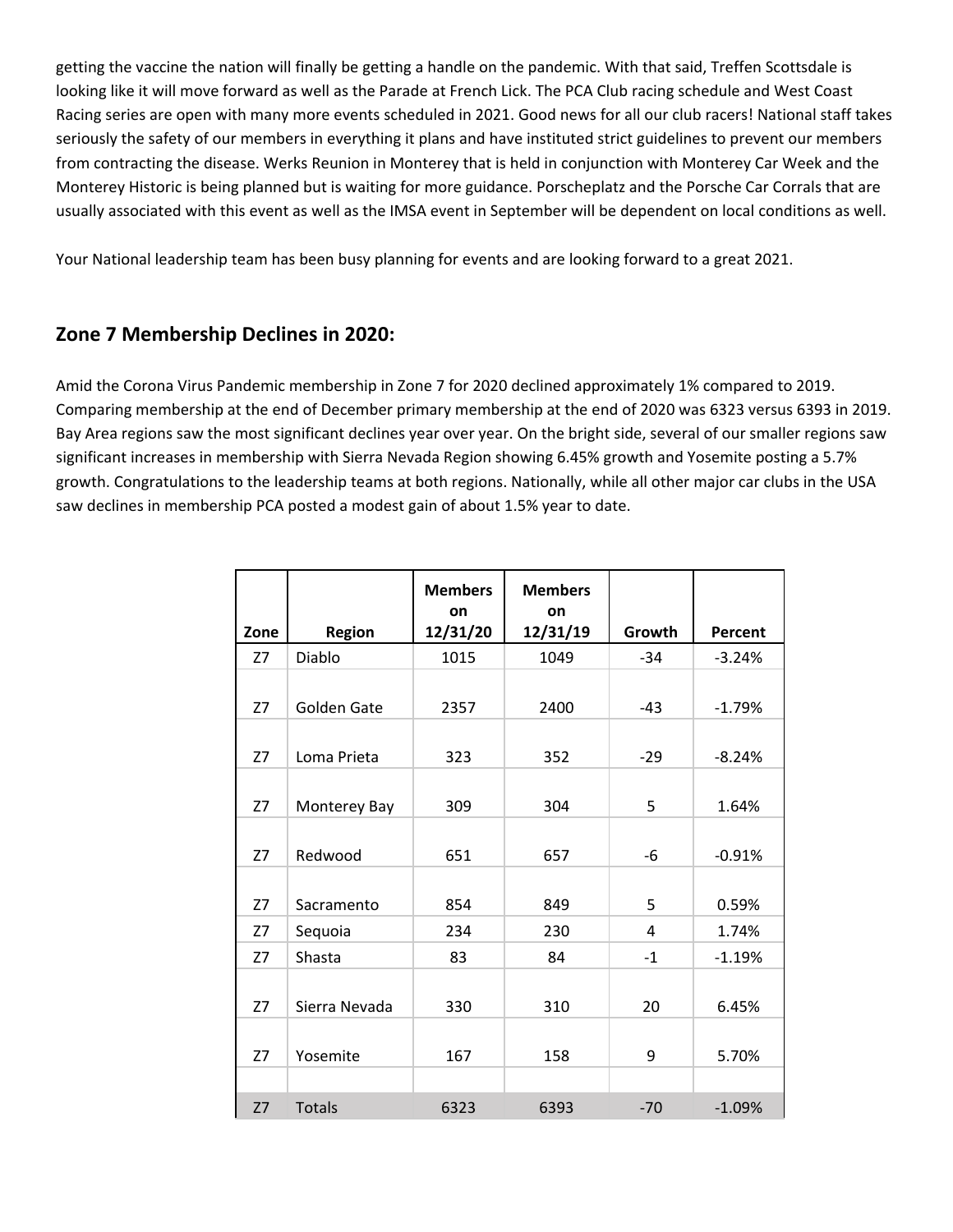getting the vaccine the nation will finally be getting a handle on the pandemic. With that said, Treffen Scottsdale is looking like it will move forward as well as the Parade at French Lick. The PCA Club racing schedule and West Coast Racing series are open with many more events scheduled in 2021. Good news for all our club racers! National staff takes seriously the safety of our members in everything it plans and have instituted strict guidelines to prevent our members from contracting the disease. Werks Reunion in Monterey that is held in conjunction with Monterey Car Week and the Monterey Historic is being planned but is waiting for more guidance. Porscheplatz and the Porsche Car Corrals that are usually associated with this event as well as the IMSA event in September will be dependent on local conditions as well.

Your National leadership team has been busy planning for events and are looking forward to a great 2021.

## Zone 7 Membership Declines in 2020:

Amid the Corona Virus Pandemic membership in Zone 7 for 2020 declined approximately 1% compared to 2019. Comparing membership at the end of December primary membership at the end of 2020 was 6323 versus 6393 in 2019. Bay Area regions saw the most significant declines year over year. On the bright side, several of our smaller regions saw significant increases in membership with Sierra Nevada Region showing 6.45% growth and Yosemite posting a 5.7% growth. Congratulations to the leadership teams at both regions. Nationally, while all other major car clubs in the USA saw declines in membership PCA posted a modest gain of about 1.5% year to date.

| Zone | Region | Members on 12/31/20 | Members on 12/31/19 | Growth | Percent |
|---|---|---|---|---|---|
| Z7 | Diablo | 1015 | 1049 | -34 | -3.24% |
| Z7 | Golden Gate | 2357 | 2400 | -43 | -1.79% |
| Z7 | Loma Prieta | 323 | 352 | -29 | -8.24% |
| Z7 | Monterey Bay | 309 | 304 | 5 | 1.64% |
| Z7 | Redwood | 651 | 657 | -6 | -0.91% |
| Z7 | Sacramento | 854 | 849 | 5 | 0.59% |
| Z7 | Sequoia | 234 | 230 | 4 | 1.74% |
| Z7 | Shasta | 83 | 84 | -1 | -1.19% |
| Z7 | Sierra Nevada | 330 | 310 | 20 | 6.45% |
| Z7 | Yosemite | 167 | 158 | 9 | 5.70% |
| | | | | | |
| Z7 | Totals | 6323 | 6393 | -70 | -1.09% |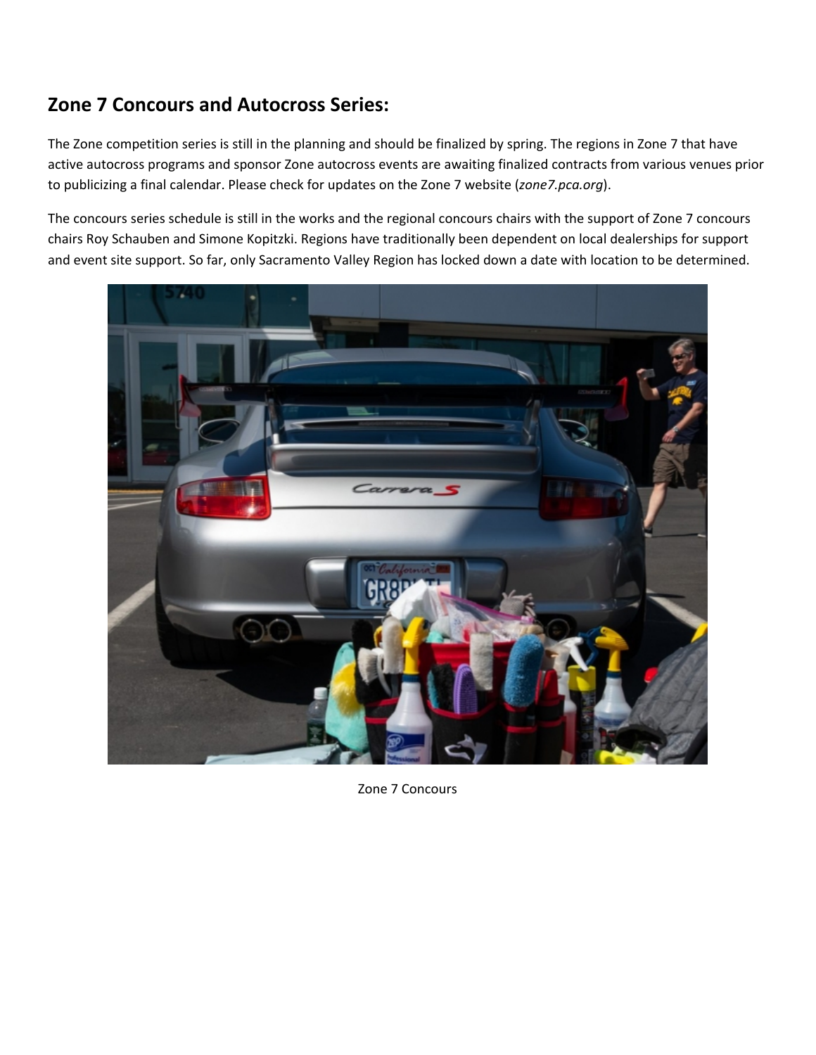## Zone 7 Concours and Autocross Series:

The Zone competition series is still in the planning and should be finalized by spring. The regions in Zone 7 that have active autocross programs and sponsor Zone autocross events are awaiting finalized contracts from various venues prior to publicizing a final calendar. Please check for updates on the Zone 7 website (*zone7.pca.org*).

The concours series schedule is still in the works and the regional concours chairs with the support of Zone 7 concours chairs Roy Schauben and Simone Kopitzki. Regions have traditionally been dependent on local dealerships for support and event site support. So far, only Sacramento Valley Region has locked down a date with location to be determined.

Zone 7 Concours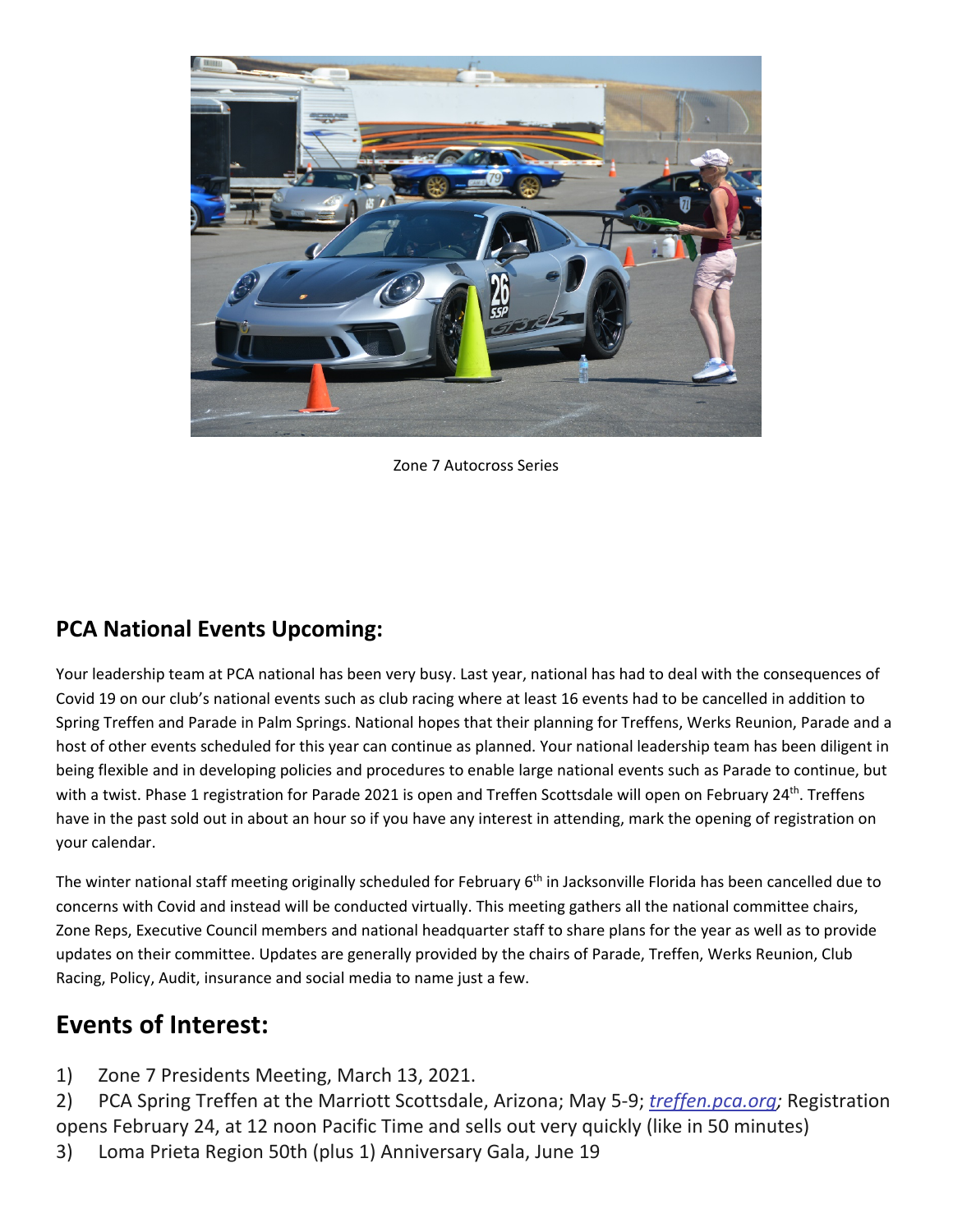Zone 7 Autocross Series

## PCA National Events Upcoming:

Your leadership team at PCA national has been very busy. Last year, national has had to deal with the consequences of Covid 19 on our club's national events such as club racing where at least 16 events had to be cancelled in addition to Spring Treffen and Parade in Palm Springs. National hopes that their planning for Treffens, Werks Reunion, Parade and a host of other events scheduled for this year can continue as planned. Your national leadership team has been diligent in being flexible and in developing policies and procedures to enable large national events such as Parade to continue, but with a twist. Phase 1 registration for Parade 2021 is open and Treffen Scottsdale will open on February 24th. Treffens have in the past sold out in about an hour so if you have any interest in attending, mark the opening of registration on your calendar.

The winter national staff meeting originally scheduled for February 6th in Jacksonville Florida has been cancelled due to concerns with Covid and instead will be conducted virtually. This meeting gathers all the national committee chairs, Zone Reps, Executive Council members and national headquarter staff to share plans for the year as well as to provide updates on their committee. Updates are generally provided by the chairs of Parade, Treffen, Werks Reunion, Club Racing, Policy, Audit, insurance and social media to name just a few.

## Events of Interest:

1) Zone 7 Presidents Meeting, March 13, 2021.
2) PCA Spring Treffen at the Marriott Scottsdale, Arizona; May 5-9; *treffen.pca.org*; Registration opens February 24, at 12 noon Pacific Time and sells out very quickly (like in 50 minutes)
3) Loma Prieta Region 50th (plus 1) Anniversary Gala, June 19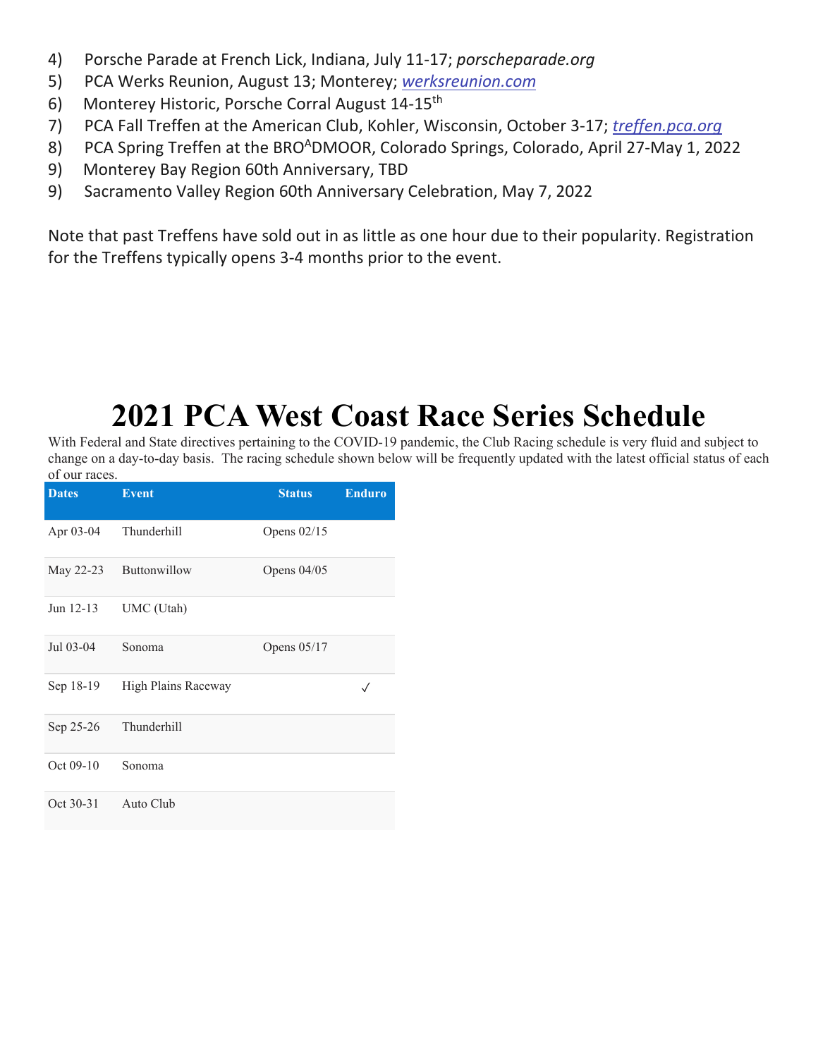4) Porsche Parade at French Lick, Indiana, July 11-17; *porscheparade.org*
5) PCA Werks Reunion, August 13; Monterey; *werksreunion.com*
6) Monterey Historic, Porsche Corral August 14-15th
7) PCA Fall Treffen at the American Club, Kohler, Wisconsin, October 3-17; *treffen.pca.org*
8) PCA Spring Treffen at the BROADMOOR, Colorado Springs, Colorado, April 27-May 1, 2022
9) Monterey Bay Region 60th Anniversary, TBD
9) Sacramento Valley Region 60th Anniversary Celebration, May 7, 2022

Note that past Treffens have sold out in as little as one hour due to their popularity. Registration for the Treffens typically opens 3-4 months prior to the event.

# 2021 PCA West Coast Race Series Schedule

With Federal and State directives pertaining to the COVID-19 pandemic, the Club Racing schedule is very fluid and subject to change on a day-to-day basis. The racing schedule shown below will be frequently updated with the latest official status of each of our races.

| Dates | Event | Status | Enduro |
|---|---|---|---|
| Apr 03-04 | Thunderhill | Opens 02/15 | |
| May 22-23 | Buttonwillow | Opens 04/05 | |
| Jun 12-13 | UMC (Utah) | | |
| Jul 03-04 | Sonoma | Opens 05/17 | |
| Sep 18-19 | High Plains Raceway | | ✓ |
| Sep 25-26 | Thunderhill | | |
| Oct 09-10 | Sonoma | | |
| Oct 30-31 | Auto Club | | |